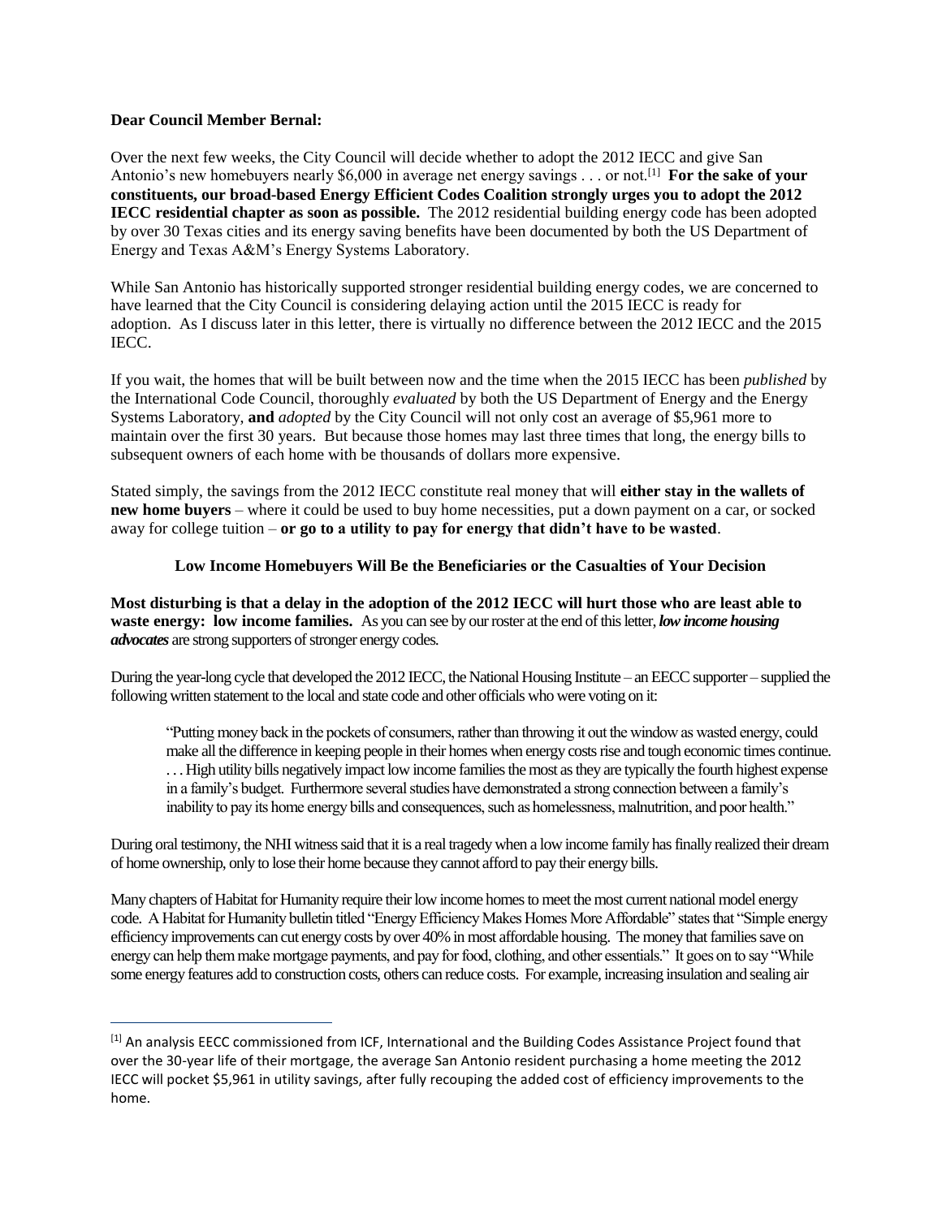**Dear Council Member Bernal:**

Over the next few weeks, the City Council will decide whether to adopt the 2012 IECC and give San Antonio's new homebuyers nearly $6,000 in average net energy savings . . . or not.[1] **For the sake of your constituents, our broad-based Energy Efficient Codes Coalition strongly urges you to adopt the 2012 IECC residential chapter as soon as possible.** The 2012 residential building energy code has been adopted by over 30 Texas cities and its energy saving benefits have been documented by both the US Department of Energy and Texas A&M's Energy Systems Laboratory.

While San Antonio has historically supported stronger residential building energy codes, we are concerned to have learned that the City Council is considering delaying action until the 2015 IECC is ready for adoption. As I discuss later in this letter, there is virtually no difference between the 2012 IECC and the 2015 IECC.

If you wait, the homes that will be built between now and the time when the 2015 IECC has been *published* by the International Code Council, thoroughly *evaluated* by both the US Department of Energy and the Energy Systems Laboratory, **and** *adopted* by the City Council will not only cost an average of $5,961 more to maintain over the first 30 years. But because those homes may last three times that long, the energy bills to subsequent owners of each home with be thousands of dollars more expensive.

Stated simply, the savings from the 2012 IECC constitute real money that will **either stay in the wallets of new home buyers** – where it could be used to buy home necessities, put a down payment on a car, or socked away for college tuition – **or go to a utility to pay for energy that didn't have to be wasted**.

**Low Income Homebuyers Will Be the Beneficiaries or the Casualties of Your Decision**

**Most disturbing is that a delay in the adoption of the 2012 IECC will hurt those who are least able to waste energy: low income families.** As you can see by our roster at the end of this letter, ***low income housing advocates*** are strong supporters of stronger energy codes.

During the year-long cycle that developed the 2012 IECC, the National Housing Institute – an EECC supporter – supplied the following written statement to the local and state code and other officials who were voting on it:

> "Putting money back in the pockets of consumers, rather than throwing it out the window as wasted energy, could make all the difference in keeping people in their homes when energy costs rise and tough economic times continue. . . . High utility bills negatively impact low income families the most as they are typically the fourth highest expense in a family's budget. Furthermore several studies have demonstrated a strong connection between a family's inability to pay its home energy bills and consequences, such as homelessness, malnutrition, and poor health."

During oral testimony, the NHI witness said that it is a real tragedy when a low income family has finally realized their dream of home ownership, only to lose their home because they cannot afford to pay their energy bills.

Many chapters of Habitat for Humanity require their low income homes to meet the most current national model energy code. A Habitat for Humanity bulletin titled "Energy Efficiency Makes Homes More Affordable" states that "Simple energy efficiency improvements can cut energy costs by over 40% in most affordable housing. The money that families save on energy can help them make mortgage payments, and pay for food, clothing, and other essentials." It goes on to say "While some energy features add to construction costs, others can reduce costs. For example, increasing insulation and sealing air

---

[1] An analysis EECC commissioned from ICF, International and the Building Codes Assistance Project found that over the 30-year life of their mortgage, the average San Antonio resident purchasing a home meeting the 2012 IECC will pocket $5,961 in utility savings, after fully recouping the added cost of efficiency improvements to the home.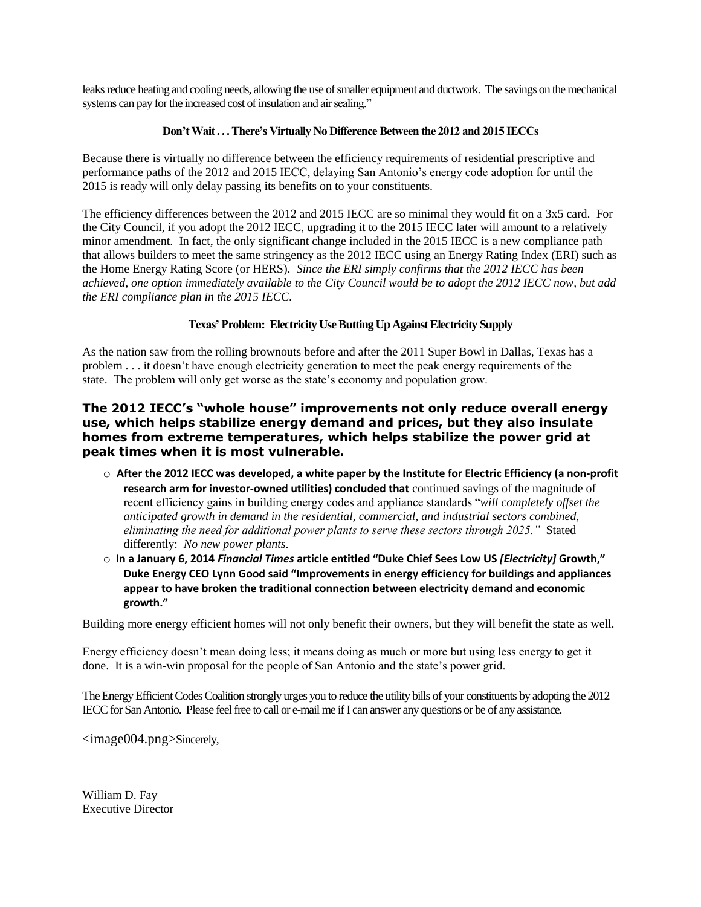leaks reduce heating and cooling needs, allowing the use of smaller equipment and ductwork. The savings on the mechanical systems can pay for the increased cost of insulation and air sealing."

**Don't Wait . . . There's Virtually No Difference Between the 2012 and 2015 IECCs**

Because there is virtually no difference between the efficiency requirements of residential prescriptive and performance paths of the 2012 and 2015 IECC, delaying San Antonio's energy code adoption for until the 2015 is ready will only delay passing its benefits on to your constituents.

The efficiency differences between the 2012 and 2015 IECC are so minimal they would fit on a 3x5 card. For the City Council, if you adopt the 2012 IECC, upgrading it to the 2015 IECC later will amount to a relatively minor amendment. In fact, the only significant change included in the 2015 IECC is a new compliance path that allows builders to meet the same stringency as the 2012 IECC using an Energy Rating Index (ERI) such as the Home Energy Rating Score (or HERS). *Since the ERI simply confirms that the 2012 IECC has been achieved, one option immediately available to the City Council would be to adopt the 2012 IECC now, but add the ERI compliance plan in the 2015 IECC.*

**Texas' Problem: Electricity Use Butting Up Against Electricity Supply**

As the nation saw from the rolling brownouts before and after the 2011 Super Bowl in Dallas, Texas has a problem . . . it doesn't have enough electricity generation to meet the peak energy requirements of the state. The problem will only get worse as the state's economy and population grow.

**The 2012 IECC's "whole house" improvements not only reduce overall energy use, which helps stabilize energy demand and prices, but they also insulate homes from extreme temperatures, which helps stabilize the power grid at peak times when it is most vulnerable.**

- **After the 2012 IECC was developed, a white paper by the Institute for Electric Efficiency (a non-profit research arm for investor-owned utilities) concluded that** continued savings of the magnitude of recent efficiency gains in building energy codes and appliance standards "*will completely offset the anticipated growth in demand in the residential, commercial, and industrial sectors combined, eliminating the need for additional power plants to serve these sectors through 2025."* Stated differently: *No new power plants*.
- **In a January 6, 2014 *Financial Times* article entitled "Duke Chief Sees Low US *[Electricity]* Growth," Duke Energy CEO Lynn Good said "Improvements in energy efficiency for buildings and appliances appear to have broken the traditional connection between electricity demand and economic growth."**

Building more energy efficient homes will not only benefit their owners, but they will benefit the state as well.

Energy efficiency doesn't mean doing less; it means doing as much or more but using less energy to get it done. It is a win-win proposal for the people of San Antonio and the state's power grid.

The Energy Efficient Codes Coalition strongly urges you to reduce the utility bills of your constituents by adopting the 2012 IECC for San Antonio. Please feel free to call or e-mail me if I can answer any questions or be of any assistance.

<image004.png>Sincerely,

William D. Fay
Executive Director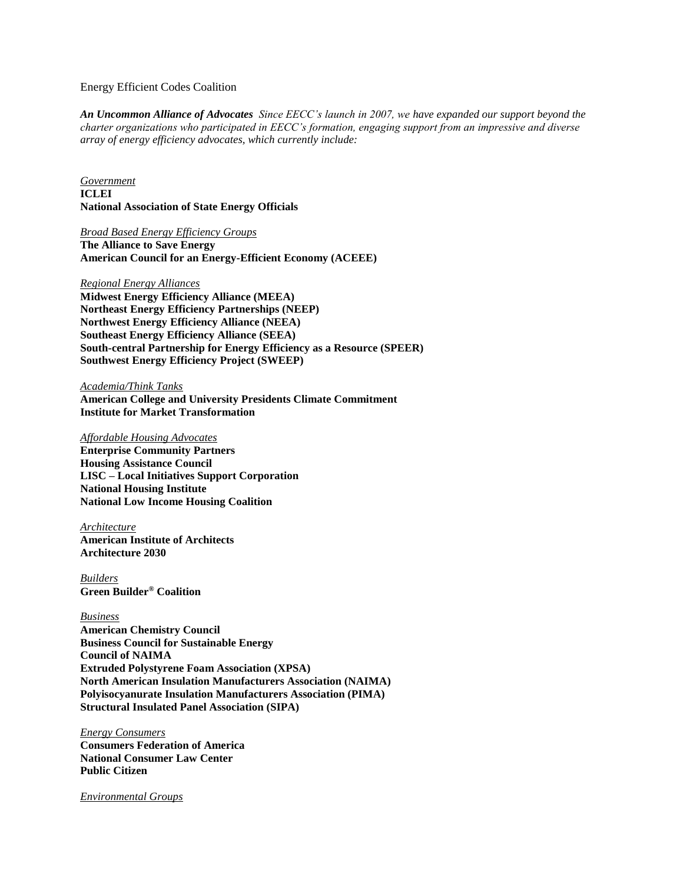Energy Efficient Codes Coalition

***An Uncommon Alliance of Advocates*** *Since EECC's launch in 2007, we have expanded our support beyond the charter organizations who participated in EECC's formation, engaging support from an impressive and diverse array of energy efficiency advocates, which currently include:*

*Government*
**ICLEI**
**National Association of State Energy Officials**

*Broad Based Energy Efficiency Groups*
**The Alliance to Save Energy**
**American Council for an Energy-Efficient Economy (ACEEE)**

*Regional Energy Alliances*
**Midwest Energy Efficiency Alliance (MEEA)**
**Northeast Energy Efficiency Partnerships (NEEP)**
**Northwest Energy Efficiency Alliance (NEEA)**
**Southeast Energy Efficiency Alliance (SEEA)**
**South-central Partnership for Energy Efficiency as a Resource (SPEER)**
**Southwest Energy Efficiency Project (SWEEP)**

*Academia/Think Tanks*
**American College and University Presidents Climate Commitment**
**Institute for Market Transformation**

*Affordable Housing Advocates*
**Enterprise Community Partners**
**Housing Assistance Council**
**LISC – Local Initiatives Support Corporation**
**National Housing Institute**
**National Low Income Housing Coalition**

*Architecture*
**American Institute of Architects**
**Architecture 2030**

*Builders*
**Green Builder® Coalition**

*Business*
**American Chemistry Council**
**Business Council for Sustainable Energy**
**Council of NAIMA**
**Extruded Polystyrene Foam Association (XPSA)**
**North American Insulation Manufacturers Association (NAIMA)**
**Polyisocyanurate Insulation Manufacturers Association (PIMA)**
**Structural Insulated Panel Association (SIPA)**

*Energy Consumers*
**Consumers Federation of America**
**National Consumer Law Center**
**Public Citizen**

*Environmental Groups*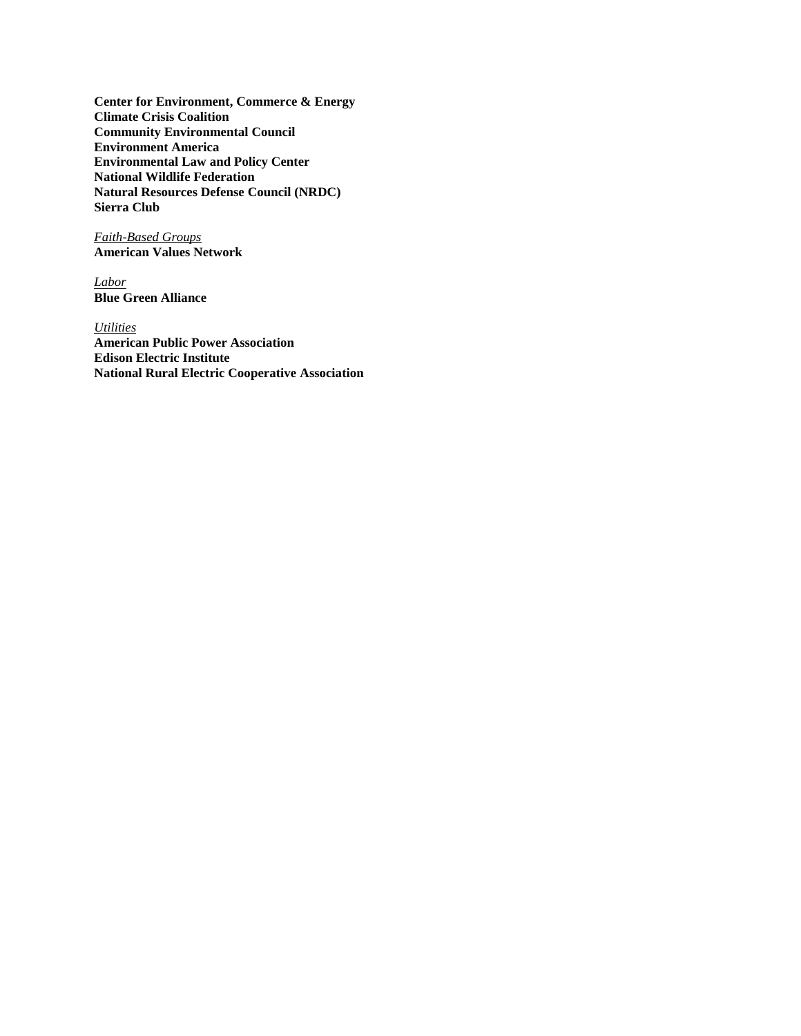**Center for Environment, Commerce & Energy**
**Climate Crisis Coalition**
**Community Environmental Council**
**Environment America**
**Environmental Law and Policy Center**
**National Wildlife Federation**
**Natural Resources Defense Council (NRDC)**
**Sierra Club**

*Faith-Based Groups*
**American Values Network**

*Labor*
**Blue Green Alliance**

*Utilities*
**American Public Power Association**
**Edison Electric Institute**
**National Rural Electric Cooperative Association**